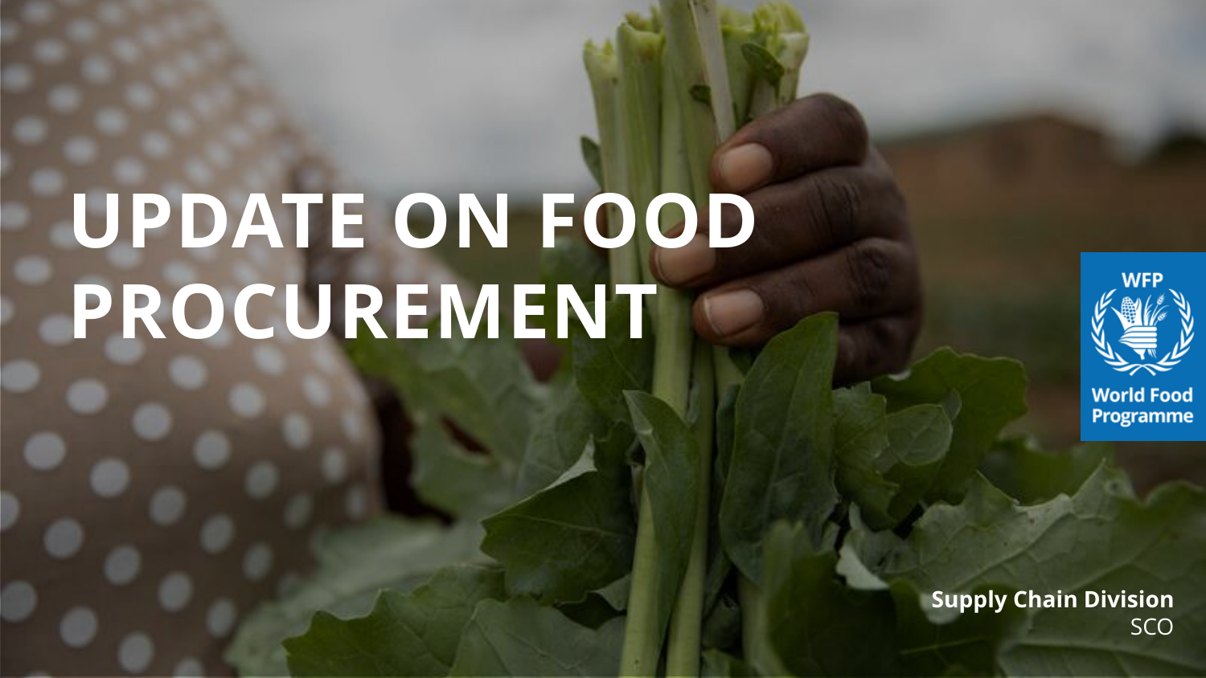# UPDATE ON FOOD PROCUREMENT

WFP
World Food Programme

**Supply Chain Division**
SCO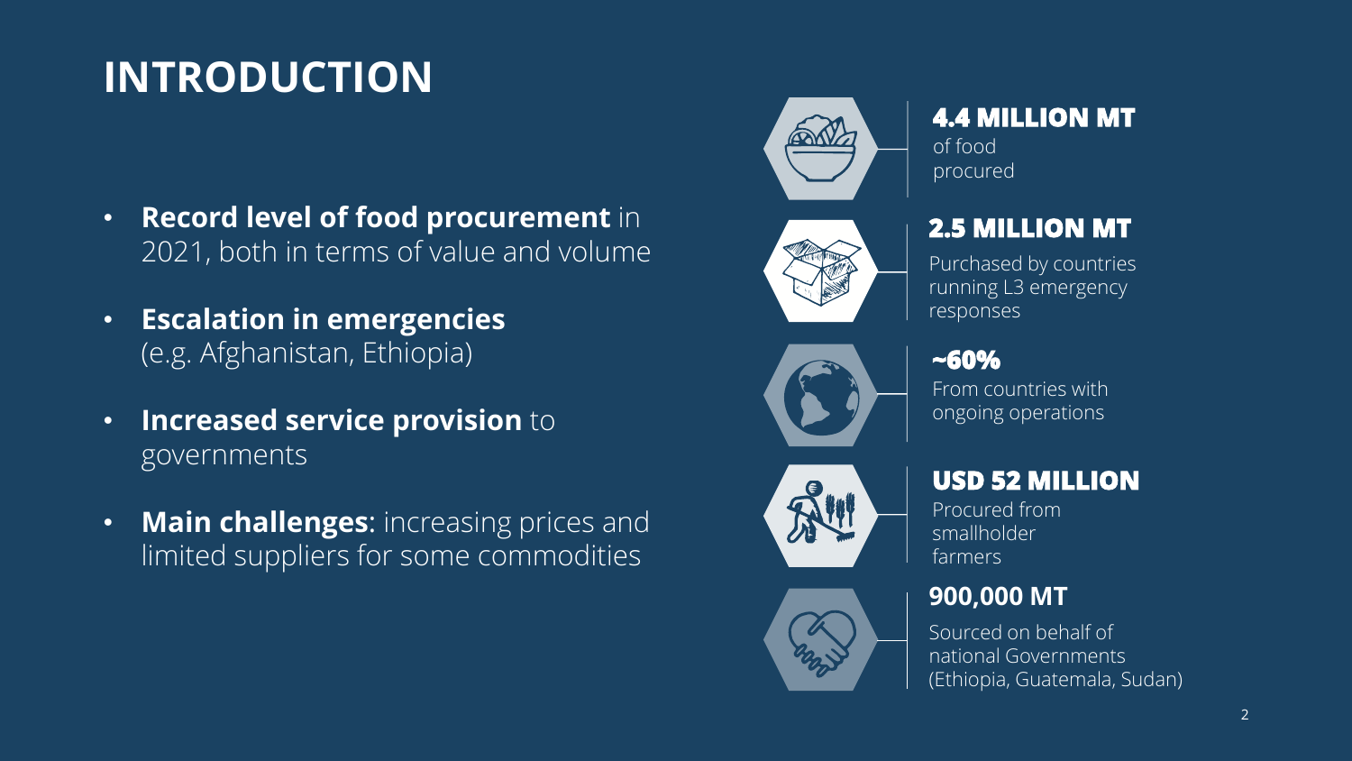# INTRODUCTION

- **Record level of food procurement** in 2021, both in terms of value and volume
- **Escalation in emergencies** (e.g. Afghanistan, Ethiopia)
- **Increased service provision** to governments
- **Main challenges**: increasing prices and limited suppliers for some commodities

**4.4 MILLION MT**
of food procured

**2.5 MILLION MT**
Purchased by countries running L3 emergency responses

**~60%**
From countries with ongoing operations

**USD 52 MILLION**
Procured from smallholder farmers

**900,000 MT**
Sourced on behalf of national Governments (Ethiopia, Guatemala, Sudan)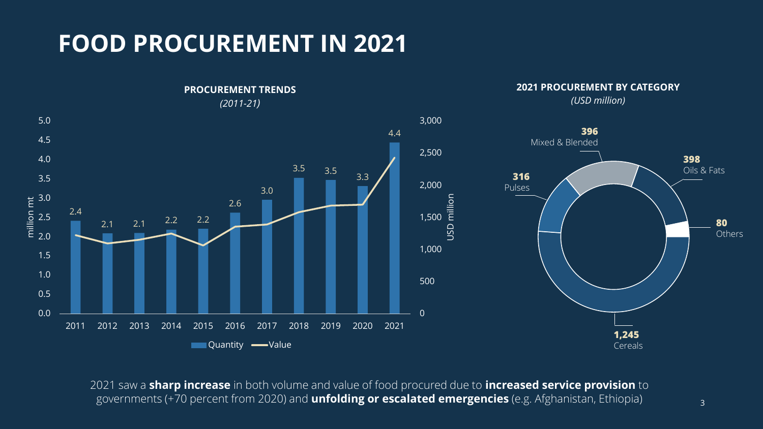# FOOD PROCUREMENT IN 2021

**PROCUREMENT TRENDS**

*(2011-21)*

| Year | Quantity (million mt) |
|---|---|
| 2011 | 2.4 |
| 2012 | 2.1 |
| 2013 | 2.1 |
| 2014 | 2.2 |
| 2015 | 2.2 |
| 2016 | 2.6 |
| 2017 | 3.0 |
| 2018 | 3.5 |
| 2019 | 3.5 |
| 2020 | 3.3 |
| 2021 | 4.4 |

Quantity — Value

**2021 PROCUREMENT BY CATEGORY**

*(USD million)*

| Category | USD million |
|---|---|
| Cereals | 1,245 |
| Oils & Fats | 398 |
| Mixed & Blended | 396 |
| Pulses | 316 |
| Others | 80 |

2021 saw a **sharp increase** in both volume and value of food procured due to **increased service provision** to governments (+70 percent from 2020) and **unfolding or escalated emergencies** (e.g. Afghanistan, Ethiopia)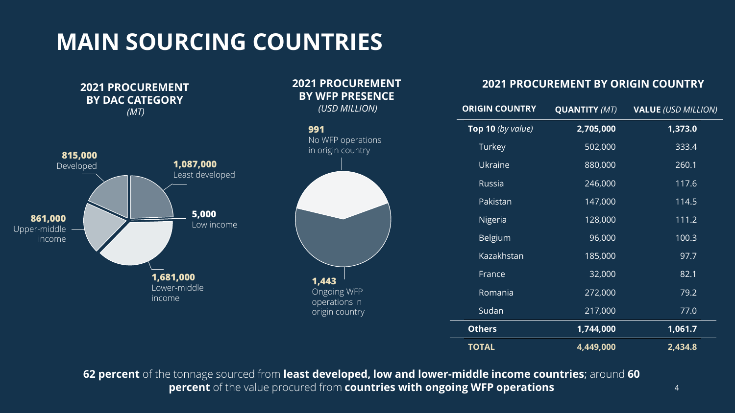# MAIN SOURCING COUNTRIES

### 2021 PROCUREMENT BY DAC CATEGORY
*(MT)*

- **815,000** Developed
- **1,087,000** Least developed
- **5,000** Low income
- **861,000** Upper-middle income
- **1,681,000** Lower-middle income

### 2021 PROCUREMENT BY WFP PRESENCE
*(USD MILLION)*

- **991** No WFP operations in origin country
- **1,443** Ongoing WFP operations in origin country

### 2021 PROCUREMENT BY ORIGIN COUNTRY

| ORIGIN COUNTRY | QUANTITY *(MT)* | VALUE *(USD MILLION)* |
|---|---|---|
| **Top 10** *(by value)* | **2,705,000** | **1,373.0** |
| Turkey | 502,000 | 333.4 |
| Ukraine | 880,000 | 260.1 |
| Russia | 246,000 | 117.6 |
| Pakistan | 147,000 | 114.5 |
| Nigeria | 128,000 | 111.2 |
| Belgium | 96,000 | 100.3 |
| Kazakhstan | 185,000 | 97.7 |
| France | 32,000 | 82.1 |
| Romania | 272,000 | 79.2 |
| Sudan | 217,000 | 77.0 |
| **Others** | **1,744,000** | **1,061.7** |
| **TOTAL** | **4,449,000** | **2,434.8** |

**62 percent** of the tonnage sourced from **least developed, low and lower-middle income countries**; around **60 percent** of the value procured from **countries with ongoing WFP operations**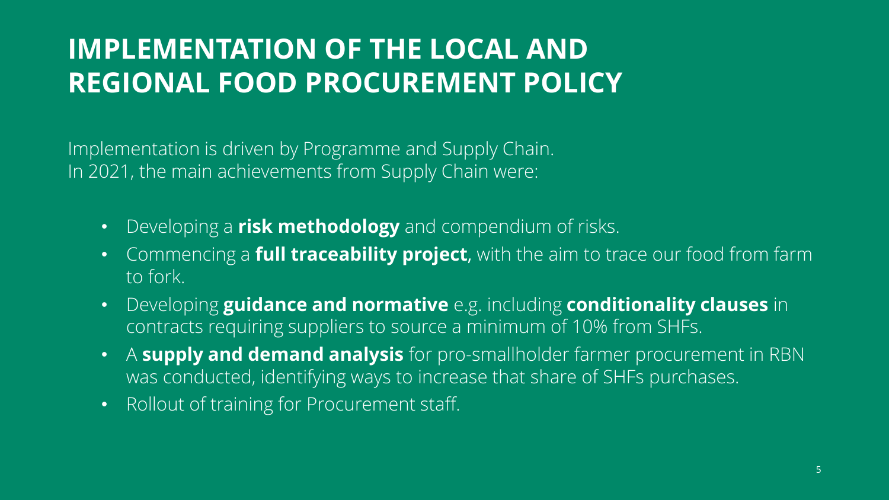# IMPLEMENTATION OF THE LOCAL AND REGIONAL FOOD PROCUREMENT POLICY

Implementation is driven by Programme and Supply Chain.
In 2021, the main achievements from Supply Chain were:

- Developing a **risk methodology** and compendium of risks.
- Commencing a **full traceability project**, with the aim to trace our food from farm to fork.
- Developing **guidance and normative** e.g. including **conditionality clauses** in contracts requiring suppliers to source a minimum of 10% from SHFs.
- A **supply and demand analysis** for pro-smallholder farmer procurement in RBN was conducted, identifying ways to increase that share of SHFs purchases.
- Rollout of training for Procurement staff.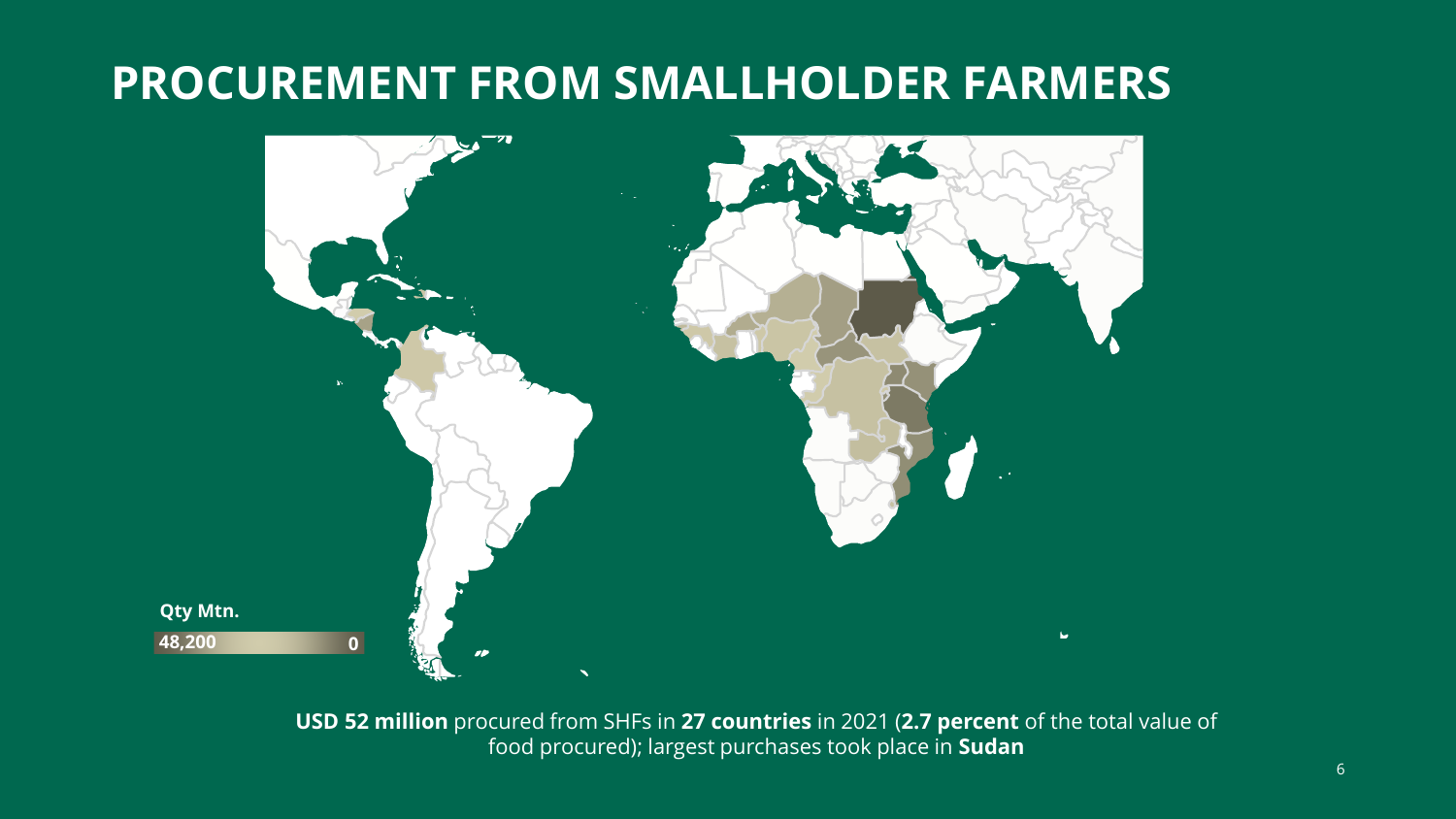# PROCUREMENT FROM SMALLHOLDER FARMERS

Qty Mtn.

48,200 0

**USD 52 million** procured from SHFs in **27 countries** in 2021 (**2.7 percent** of the total value of food procured); largest purchases took place in **Sudan**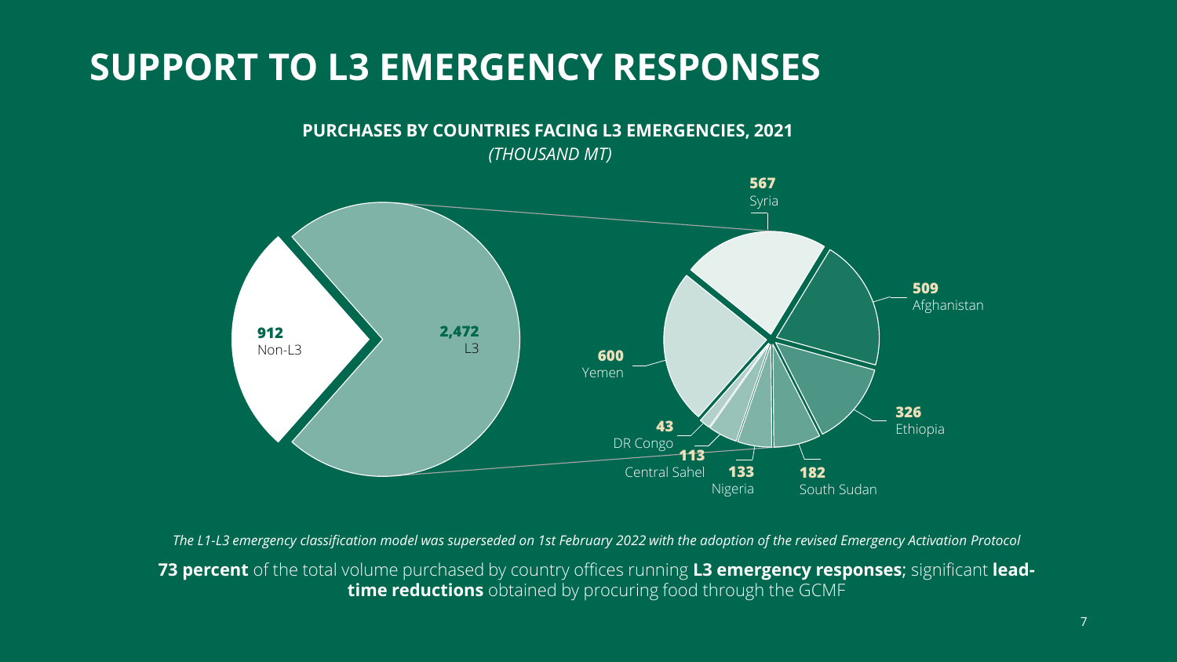# SUPPORT TO L3 EMERGENCY RESPONSES

**PURCHASES BY COUNTRIES FACING L3 EMERGENCIES, 2021**
*(THOUSAND MT)*

| Category | Thousand MT |
|---|---|
| Non-L3 | 912 |
| L3 | 2,472 |

| L3 Country | Thousand MT |
|---|---|
| Yemen | 600 |
| Syria | 567 |
| Afghanistan | 509 |
| Ethiopia | 326 |
| South Sudan | 182 |
| Nigeria | 133 |
| Central Sahel | 113 |
| DR Congo | 43 |

*The L1-L3 emergency classification model was superseded on 1st February 2022 with the adoption of the revised Emergency Activation Protocol*

**73 percent** of the total volume purchased by country offices running **L3 emergency responses**; significant **lead-time reductions** obtained by procuring food through the GCMF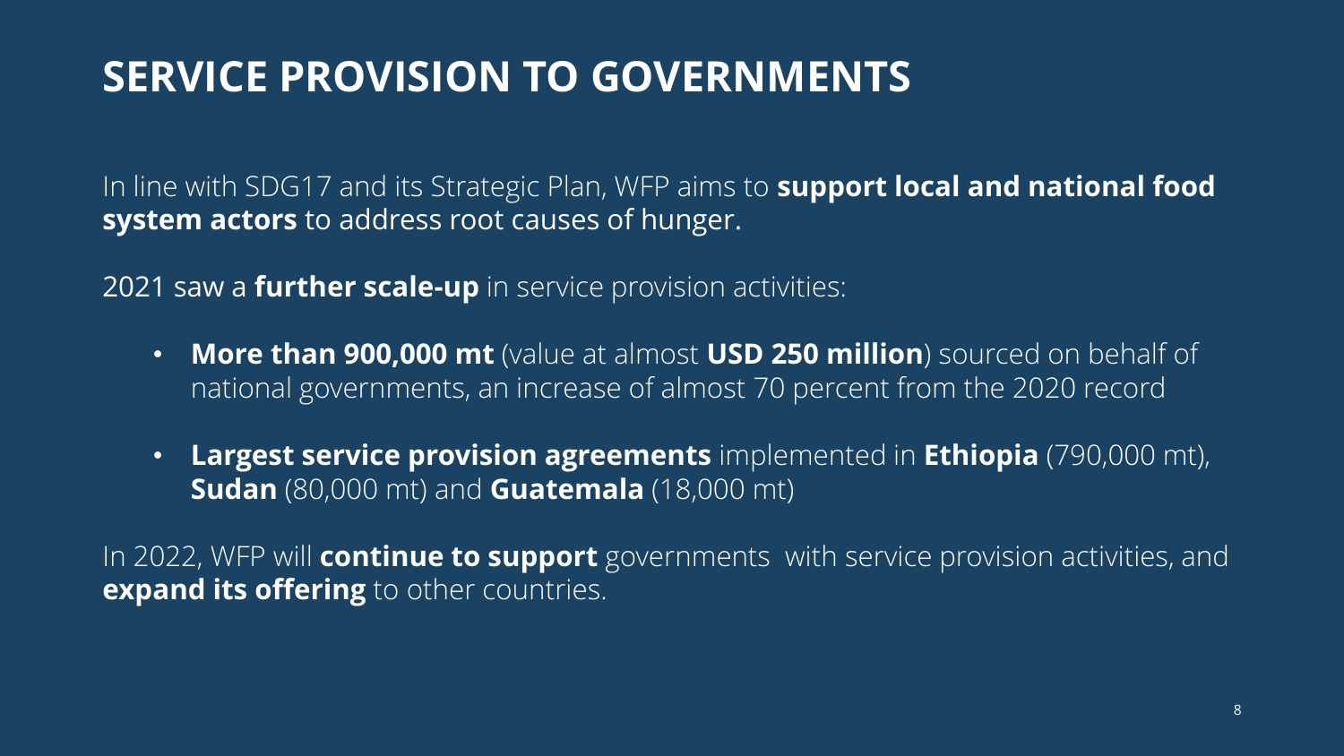# SERVICE PROVISION TO GOVERNMENTS

In line with SDG17 and its Strategic Plan, WFP aims to **support local and national food system actors** to address root causes of hunger.

2021 saw a **further scale-up** in service provision activities:

- **More than 900,000 mt** (value at almost **USD 250 million**) sourced on behalf of national governments, an increase of almost 70 percent from the 2020 record
- **Largest service provision agreements** implemented in **Ethiopia** (790,000 mt), **Sudan** (80,000 mt) and **Guatemala** (18,000 mt)

In 2022, WFP will **continue to support** governments with service provision activities, and **expand its offering** to other countries.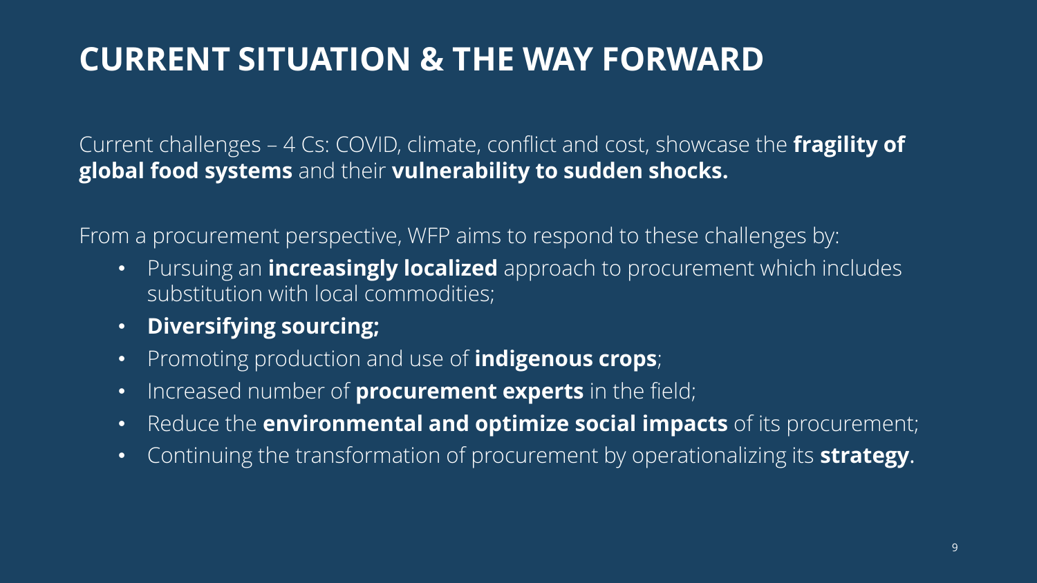# CURRENT SITUATION & THE WAY FORWARD

Current challenges – 4 Cs: COVID, climate, conflict and cost, showcase the **fragility of global food systems** and their **vulnerability to sudden shocks.**

From a procurement perspective, WFP aims to respond to these challenges by:

- Pursuing an **increasingly localized** approach to procurement which includes substitution with local commodities;
- **Diversifying sourcing;**
- Promoting production and use of **indigenous crops**;
- Increased number of **procurement experts** in the field;
- Reduce the **environmental and optimize social impacts** of its procurement;
- Continuing the transformation of procurement by operationalizing its **strategy**.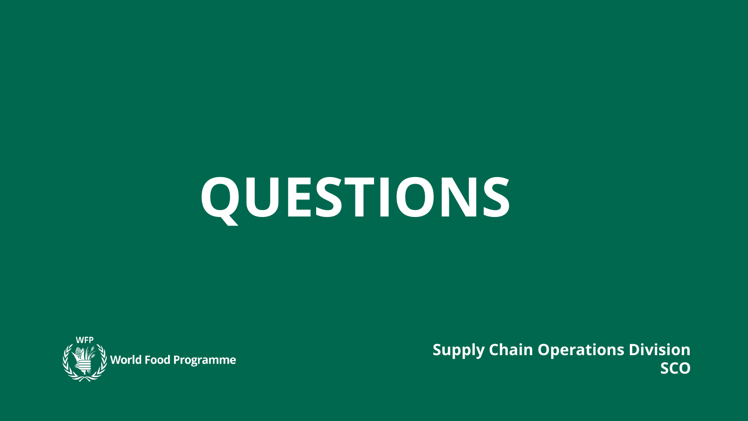# QUESTIONS

WFP World Food Programme

**Supply Chain Operations Division**
**SCO**